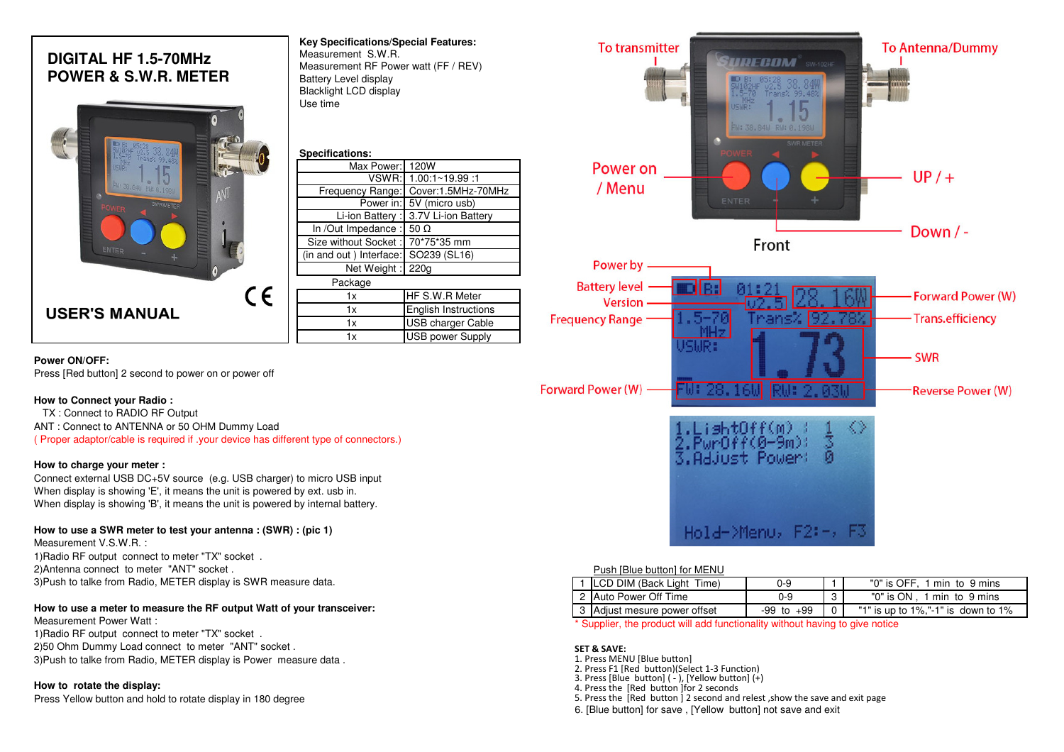# DIGITAL HF 1.5-70MHz POWER & S.W.R. METER

## USER'S MANUAL

**Key Specifications/Special Features:**

Measurement S.W.R.
Measurement RF Power watt (FF / REV)
Battery Level display
Blacklight LCD display
Use time

**Specifications:**

| | |
|---|---|
| Max Power: | 120W |
| VSWR: | 1.00:1~19.99 :1 |
| Frequency Range: | Cover:1.5MHz-70MHz |
| Power in: | 5V (micro usb) |
| Li-ion Battery : | 3.7V Li-ion Battery |
| In /Out Impedance : | 50 Ω |
| Size without Socket : | 70*75*35 mm |
| (in and out ) Interface: | SO239 (SL16) |
| Net Weight : | 220g |

Package

| | |
|---|---|
| 1x | HF S.W.R Meter |
| 1x | English Instructions |
| 1x | USB charger Cable |
| 1x | USB power Supply |

**Power ON/OFF:**
Press [Red button] 2 second to power on or power off

**How to Connect your Radio :**
TX : Connect to RADIO RF Output
ANT : Connect to ANTENNA or 50 OHM Dummy Load
( Proper adaptor/cable is required if .your device has different type of connectors.)

**How to charge your meter :**
Connect external USB DC+5V source (e.g. USB charger) to micro USB input
When display is showing 'E', it means the unit is powered by ext. usb in.
When display is showing 'B', it means the unit is powered by internal battery.

**How to use a SWR meter to test your antenna : (SWR) : (pic 1)**
Measurement V.S.W.R. :
1)Radio RF output connect to meter "TX" socket .
2)Antenna connect to meter "ANT" socket .
3)Push to talke from Radio, METER display is SWR measure data.

**How to use a meter to measure the RF output Watt of your transceiver:**
Measurement Power Watt :
1)Radio RF output connect to meter "TX" socket .
2)50 Ohm Dummy Load connect to meter "ANT" socket .
3)Push to talke from Radio, METER display is Power measure data .

**How to rotate the display:**
Press Yellow button and hold to rotate display in 180 degree

To transmitter
To Antenna/Dummy
Power on / Menu
UP / +
Down / -
Front

Power by
Battery level
Version
Frequency Range
Forward Power (W)
Forward Power (W)
Trans.efficiency
SWR
Reverse Power (W)

Push [Blue button] for MENU

| | | | | |
|---|---|---|---|---|
| 1 | LCD DIM (Back Light Time) | 0-9 | 1 | "0" is OFF, 1 min to 9 mins |
| 2 | Auto Power Off Time | 0-9 | 3 | "0" is ON , 1 min to 9 mins |
| 3 | Adjust mesure power offset | -99 to +99 | 0 | "1" is up to 1%,"-1" is down to 1% |

\* Supplier, the product will add functionality without having to give notice

**SET & SAVE:**
1. Press MENU [Blue button]
2. Press F1 [Red button](Select 1-3 Function)
3. Press [Blue button] ( - ), [Yellow button] (+)
4. Press the [Red button ]for 2 seconds
5. Press the [Red button ] 2 second and relest ,show the save and exit page
6. [Blue button] for save , [Yellow button] not save and exit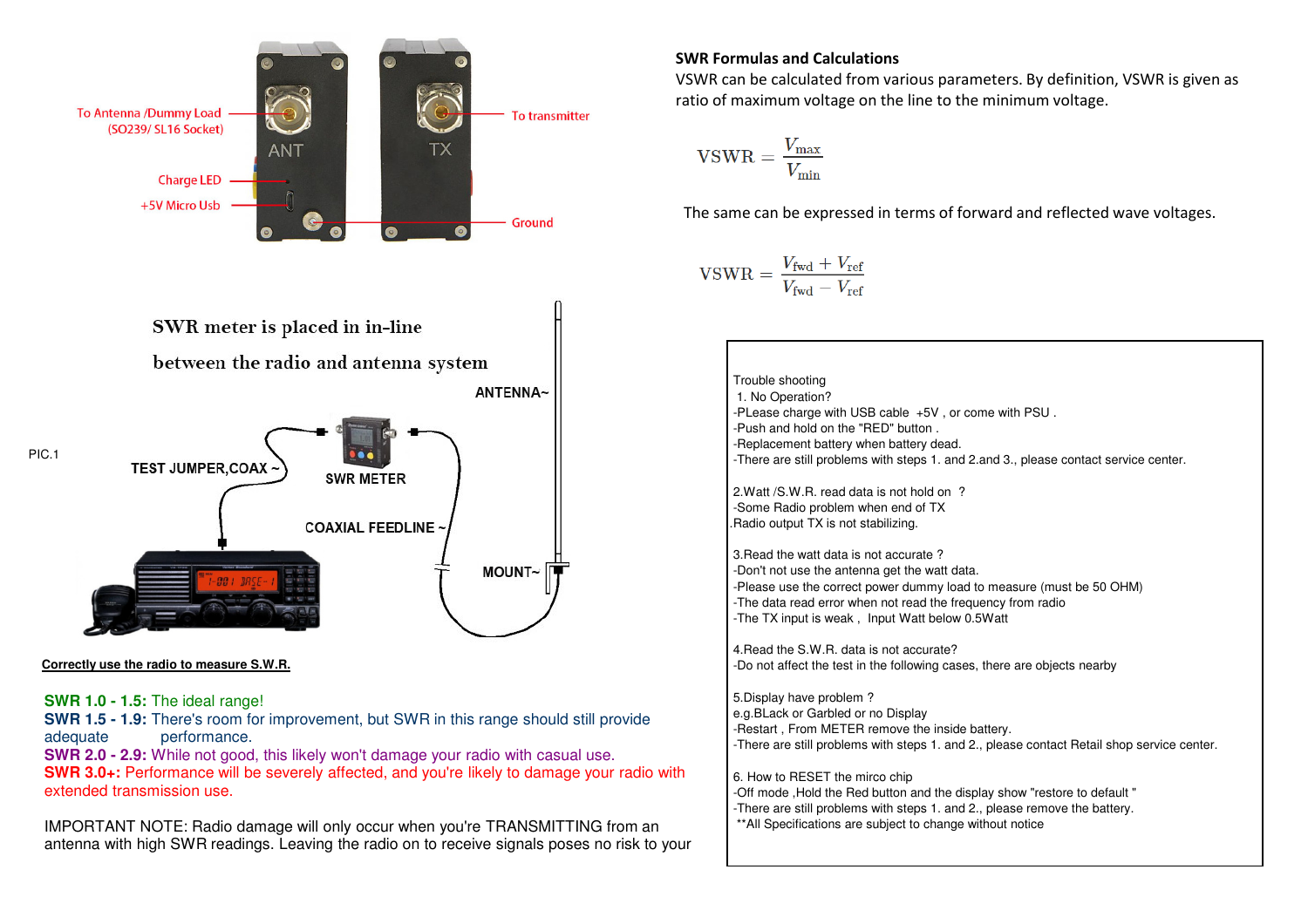To Antenna /Dummy Load (SO239/ SL16 Socket)

Charge LED

+5V Micro Usb

ANT

TX

To transmitter

Ground

SWR meter is placed in in-line between the radio and antenna system

PIC.1

ANTENNA~

TEST JUMPER,COAX ~

SWR METER

COAXIAL FEEDLINE ~

MOUNT~

**Correctly use the radio to measure S.W.R.**

**SWR 1.0 - 1.5:** The ideal range!
**SWR 1.5 - 1.9:** There's room for improvement, but SWR in this range should still provide adequate performance.
**SWR 2.0 - 2.9:** While not good, this likely won't damage your radio with casual use.
**SWR 3.0+:** Performance will be severely affected, and you're likely to damage your radio with extended transmission use.

IMPORTANT NOTE: Radio damage will only occur when you're TRANSMITTING from an antenna with high SWR readings. Leaving the radio on to receive signals poses no risk to your

## SWR Formulas and Calculations

VSWR can be calculated from various parameters. By definition, VSWR is given as ratio of maximum voltage on the line to the minimum voltage.

$$\mathrm{VSWR} = \frac{V_{\max}}{V_{\min}}$$

The same can be expressed in terms of forward and reflected wave voltages.

$$\mathrm{VSWR} = \frac{V_{\mathrm{fwd}} + V_{\mathrm{ref}}}{V_{\mathrm{fwd}} - V_{\mathrm{ref}}}$$

Trouble shooting

1. No Operation?
-PLease charge with USB cable +5V , or come with PSU .
-Push and hold on the "RED" button .
-Replacement battery when battery dead.
-There are still problems with steps 1. and 2.and 3., please contact service center.

2.Watt /S.W.R. read data is not hold on ?
-Some Radio problem when end of TX
.Radio output TX is not stabilizing.

3.Read the watt data is not accurate ?
-Don't not use the antenna get the watt data.
-Please use the correct power dummy load to measure (must be 50 OHM)
-The data read error when not read the frequency from radio
-The TX input is weak , Input Watt below 0.5Watt

4.Read the S.W.R. data is not accurate?
-Do not affect the test in the following cases, there are objects nearby

5.Display have problem ?
e.g.BLack or Garbled or no Display
-Restart , From METER remove the inside battery.
-There are still problems with steps 1. and 2., please contact Retail shop service center.

6. How to RESET the mirco chip
-Off mode ,Hold the Red button and the display show "restore to default "
-There are still problems with steps 1. and 2., please remove the battery.
**All Specifications are subject to change without notice